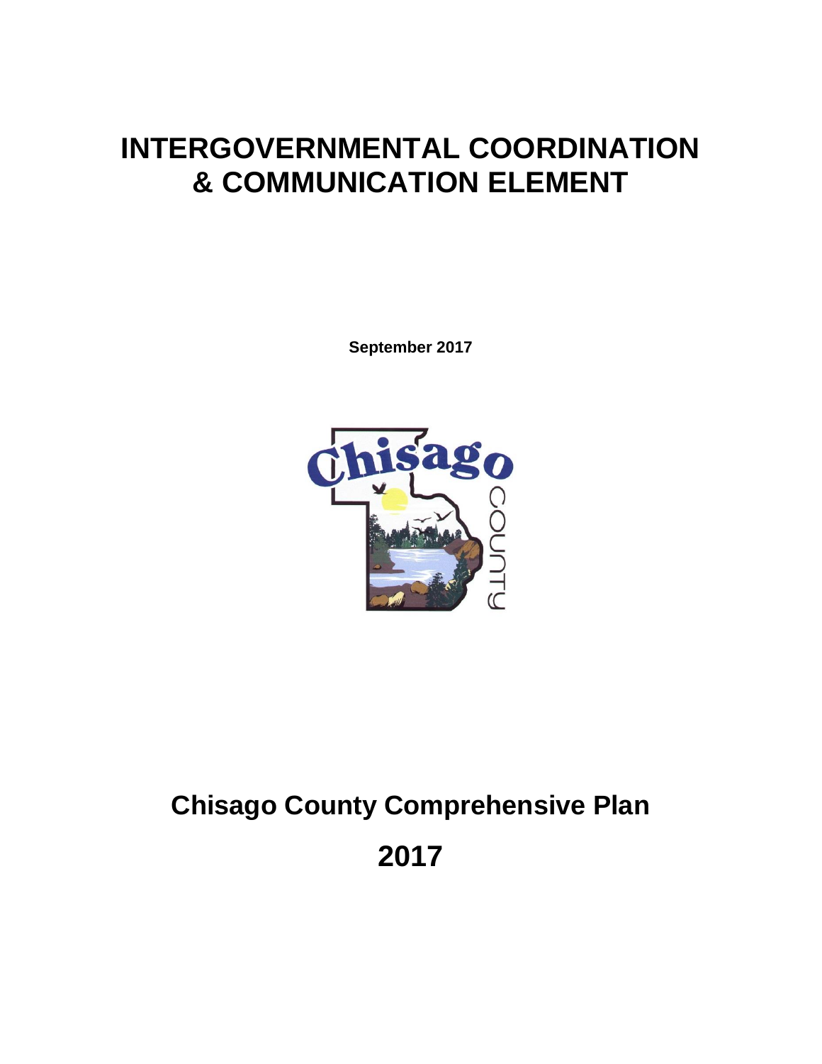# INTERGOVERNMENTAL COORDINATION & COMMUNICATION ELEMENT

**September 2017**

## Chisago County Comprehensive Plan

## 2017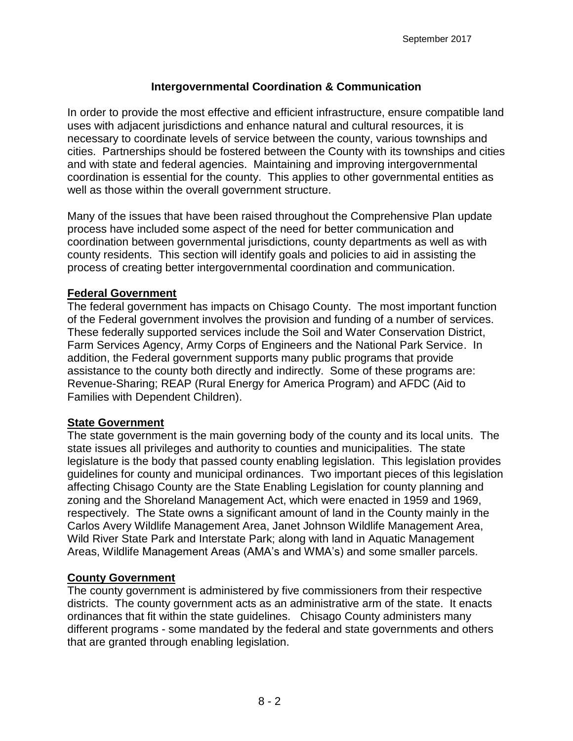## Intergovernmental Coordination & Communication

In order to provide the most effective and efficient infrastructure, ensure compatible land uses with adjacent jurisdictions and enhance natural and cultural resources, it is necessary to coordinate levels of service between the county, various townships and cities. Partnerships should be fostered between the County with its townships and cities and with state and federal agencies. Maintaining and improving intergovernmental coordination is essential for the county. This applies to other governmental entities as well as those within the overall government structure.

Many of the issues that have been raised throughout the Comprehensive Plan update process have included some aspect of the need for better communication and coordination between governmental jurisdictions, county departments as well as with county residents. This section will identify goals and policies to aid in assisting the process of creating better intergovernmental coordination and communication.

### Federal Government

The federal government has impacts on Chisago County. The most important function of the Federal government involves the provision and funding of a number of services. These federally supported services include the Soil and Water Conservation District, Farm Services Agency, Army Corps of Engineers and the National Park Service. In addition, the Federal government supports many public programs that provide assistance to the county both directly and indirectly. Some of these programs are: Revenue-Sharing; REAP (Rural Energy for America Program) and AFDC (Aid to Families with Dependent Children).

### State Government

The state government is the main governing body of the county and its local units. The state issues all privileges and authority to counties and municipalities. The state legislature is the body that passed county enabling legislation. This legislation provides guidelines for county and municipal ordinances. Two important pieces of this legislation affecting Chisago County are the State Enabling Legislation for county planning and zoning and the Shoreland Management Act, which were enacted in 1959 and 1969, respectively. The State owns a significant amount of land in the County mainly in the Carlos Avery Wildlife Management Area, Janet Johnson Wildlife Management Area, Wild River State Park and Interstate Park; along with land in Aquatic Management Areas, Wildlife Management Areas (AMA's and WMA's) and some smaller parcels.

### County Government

The county government is administered by five commissioners from their respective districts. The county government acts as an administrative arm of the state. It enacts ordinances that fit within the state guidelines. Chisago County administers many different programs - some mandated by the federal and state governments and others that are granted through enabling legislation.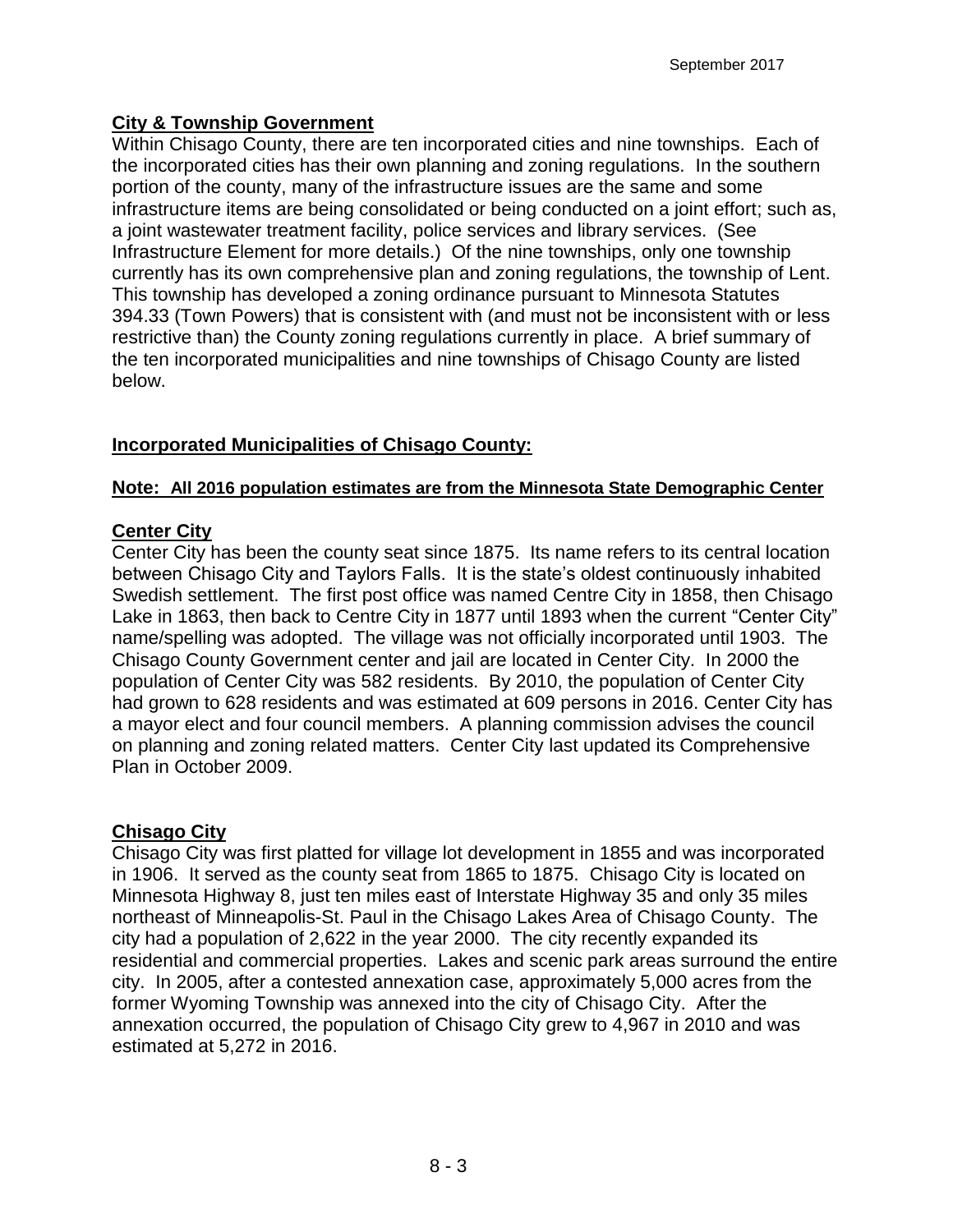## City & Township Government

Within Chisago County, there are ten incorporated cities and nine townships. Each of the incorporated cities has their own planning and zoning regulations. In the southern portion of the county, many of the infrastructure issues are the same and some infrastructure items are being consolidated or being conducted on a joint effort; such as, a joint wastewater treatment facility, police services and library services. (See Infrastructure Element for more details.) Of the nine townships, only one township currently has its own comprehensive plan and zoning regulations, the township of Lent. This township has developed a zoning ordinance pursuant to Minnesota Statutes 394.33 (Town Powers) that is consistent with (and must not be inconsistent with or less restrictive than) the County zoning regulations currently in place. A brief summary of the ten incorporated municipalities and nine townships of Chisago County are listed below.

## Incorporated Municipalities of Chisago County:

**Note: All 2016 population estimates are from the Minnesota State Demographic Center**

### Center City

Center City has been the county seat since 1875. Its name refers to its central location between Chisago City and Taylors Falls. It is the state's oldest continuously inhabited Swedish settlement. The first post office was named Centre City in 1858, then Chisago Lake in 1863, then back to Centre City in 1877 until 1893 when the current "Center City" name/spelling was adopted. The village was not officially incorporated until 1903. The Chisago County Government center and jail are located in Center City. In 2000 the population of Center City was 582 residents. By 2010, the population of Center City had grown to 628 residents and was estimated at 609 persons in 2016. Center City has a mayor elect and four council members. A planning commission advises the council on planning and zoning related matters. Center City last updated its Comprehensive Plan in October 2009.

### Chisago City

Chisago City was first platted for village lot development in 1855 and was incorporated in 1906. It served as the county seat from 1865 to 1875. Chisago City is located on Minnesota Highway 8, just ten miles east of Interstate Highway 35 and only 35 miles northeast of Minneapolis-St. Paul in the Chisago Lakes Area of Chisago County. The city had a population of 2,622 in the year 2000. The city recently expanded its residential and commercial properties. Lakes and scenic park areas surround the entire city. In 2005, after a contested annexation case, approximately 5,000 acres from the former Wyoming Township was annexed into the city of Chisago City. After the annexation occurred, the population of Chisago City grew to 4,967 in 2010 and was estimated at 5,272 in 2016.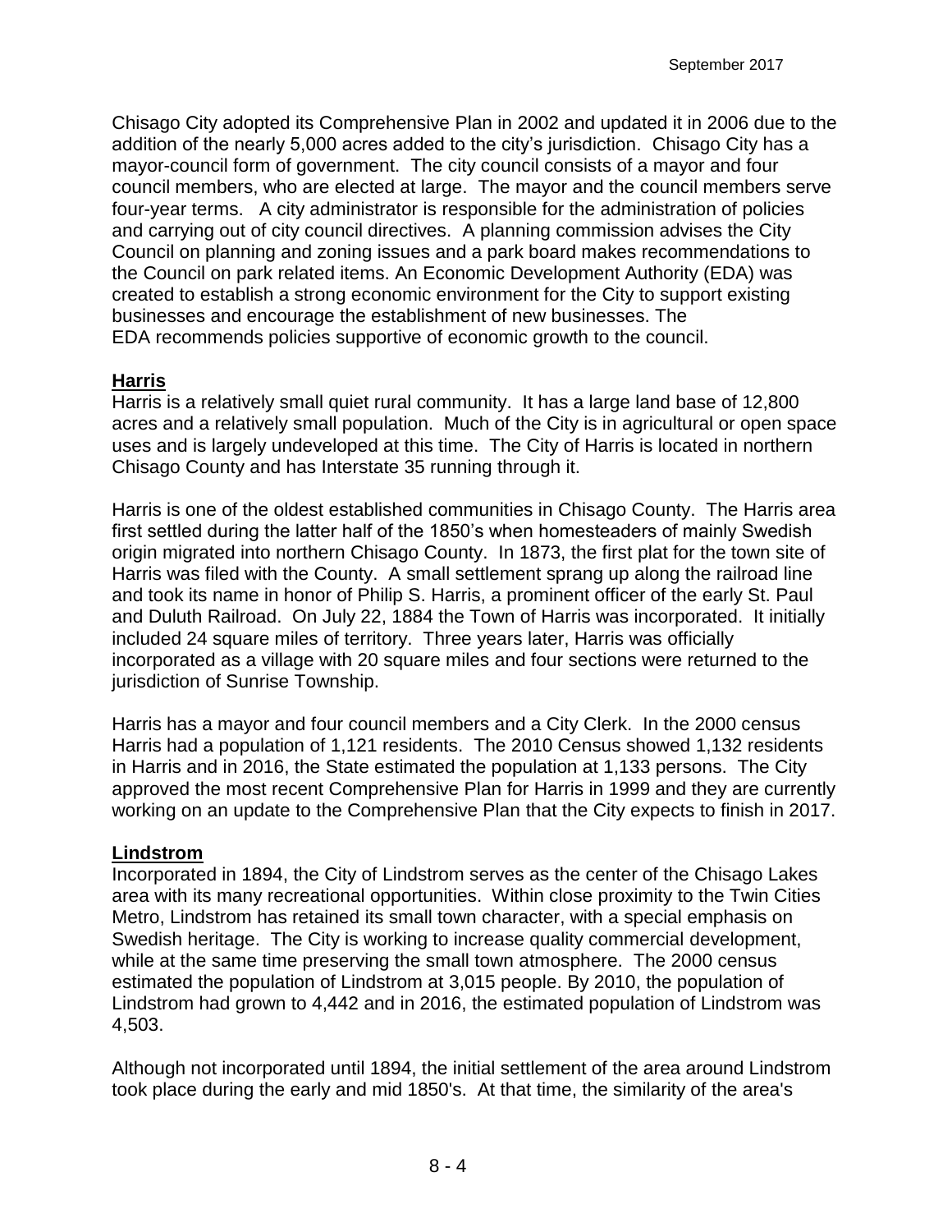Chisago City adopted its Comprehensive Plan in 2002 and updated it in 2006 due to the addition of the nearly 5,000 acres added to the city's jurisdiction. Chisago City has a mayor-council form of government. The city council consists of a mayor and four council members, who are elected at large. The mayor and the council members serve four-year terms. A city administrator is responsible for the administration of policies and carrying out of city council directives. A planning commission advises the City Council on planning and zoning issues and a park board makes recommendations to the Council on park related items. An Economic Development Authority (EDA) was created to establish a strong economic environment for the City to support existing businesses and encourage the establishment of new businesses. The EDA recommends policies supportive of economic growth to the council.

## Harris

Harris is a relatively small quiet rural community. It has a large land base of 12,800 acres and a relatively small population. Much of the City is in agricultural or open space uses and is largely undeveloped at this time. The City of Harris is located in northern Chisago County and has Interstate 35 running through it.

Harris is one of the oldest established communities in Chisago County. The Harris area first settled during the latter half of the 1850's when homesteaders of mainly Swedish origin migrated into northern Chisago County. In 1873, the first plat for the town site of Harris was filed with the County. A small settlement sprang up along the railroad line and took its name in honor of Philip S. Harris, a prominent officer of the early St. Paul and Duluth Railroad. On July 22, 1884 the Town of Harris was incorporated. It initially included 24 square miles of territory. Three years later, Harris was officially incorporated as a village with 20 square miles and four sections were returned to the jurisdiction of Sunrise Township.

Harris has a mayor and four council members and a City Clerk. In the 2000 census Harris had a population of 1,121 residents. The 2010 Census showed 1,132 residents in Harris and in 2016, the State estimated the population at 1,133 persons. The City approved the most recent Comprehensive Plan for Harris in 1999 and they are currently working on an update to the Comprehensive Plan that the City expects to finish in 2017.

## Lindstrom

Incorporated in 1894, the City of Lindstrom serves as the center of the Chisago Lakes area with its many recreational opportunities. Within close proximity to the Twin Cities Metro, Lindstrom has retained its small town character, with a special emphasis on Swedish heritage. The City is working to increase quality commercial development, while at the same time preserving the small town atmosphere. The 2000 census estimated the population of Lindstrom at 3,015 people. By 2010, the population of Lindstrom had grown to 4,442 and in 2016, the estimated population of Lindstrom was 4,503.

Although not incorporated until 1894, the initial settlement of the area around Lindstrom took place during the early and mid 1850's. At that time, the similarity of the area's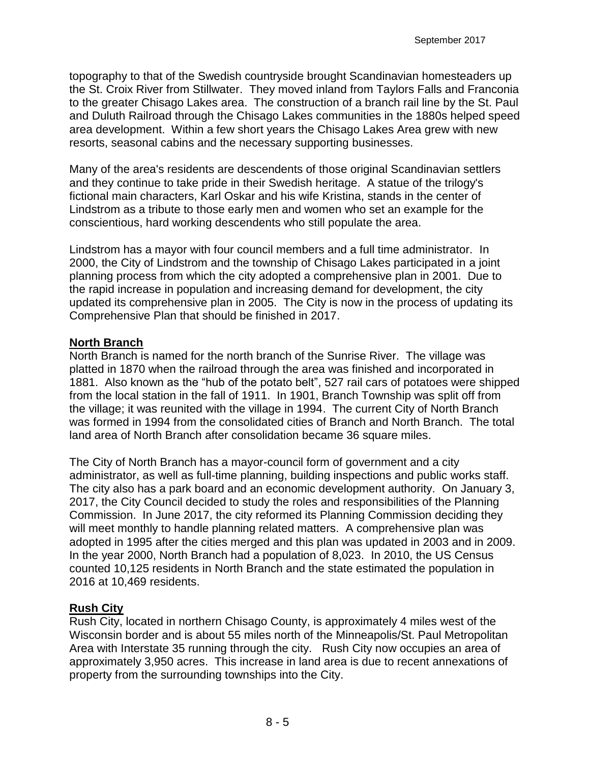topography to that of the Swedish countryside brought Scandinavian homesteaders up the St. Croix River from Stillwater. They moved inland from Taylors Falls and Franconia to the greater Chisago Lakes area. The construction of a branch rail line by the St. Paul and Duluth Railroad through the Chisago Lakes communities in the 1880s helped speed area development. Within a few short years the Chisago Lakes Area grew with new resorts, seasonal cabins and the necessary supporting businesses.

Many of the area's residents are descendents of those original Scandinavian settlers and they continue to take pride in their Swedish heritage. A statue of the trilogy's fictional main characters, Karl Oskar and his wife Kristina, stands in the center of Lindstrom as a tribute to those early men and women who set an example for the conscientious, hard working descendents who still populate the area.

Lindstrom has a mayor with four council members and a full time administrator. In 2000, the City of Lindstrom and the township of Chisago Lakes participated in a joint planning process from which the city adopted a comprehensive plan in 2001. Due to the rapid increase in population and increasing demand for development, the city updated its comprehensive plan in 2005. The City is now in the process of updating its Comprehensive Plan that should be finished in 2017.

**North Branch**

North Branch is named for the north branch of the Sunrise River. The village was platted in 1870 when the railroad through the area was finished and incorporated in 1881. Also known as the "hub of the potato belt", 527 rail cars of potatoes were shipped from the local station in the fall of 1911. In 1901, Branch Township was split off from the village; it was reunited with the village in 1994. The current City of North Branch was formed in 1994 from the consolidated cities of Branch and North Branch. The total land area of North Branch after consolidation became 36 square miles.

The City of North Branch has a mayor-council form of government and a city administrator, as well as full-time planning, building inspections and public works staff. The city also has a park board and an economic development authority. On January 3, 2017, the City Council decided to study the roles and responsibilities of the Planning Commission. In June 2017, the city reformed its Planning Commission deciding they will meet monthly to handle planning related matters. A comprehensive plan was adopted in 1995 after the cities merged and this plan was updated in 2003 and in 2009. In the year 2000, North Branch had a population of 8,023. In 2010, the US Census counted 10,125 residents in North Branch and the state estimated the population in 2016 at 10,469 residents.

**Rush City**

Rush City, located in northern Chisago County, is approximately 4 miles west of the Wisconsin border and is about 55 miles north of the Minneapolis/St. Paul Metropolitan Area with Interstate 35 running through the city. Rush City now occupies an area of approximately 3,950 acres. This increase in land area is due to recent annexations of property from the surrounding townships into the City.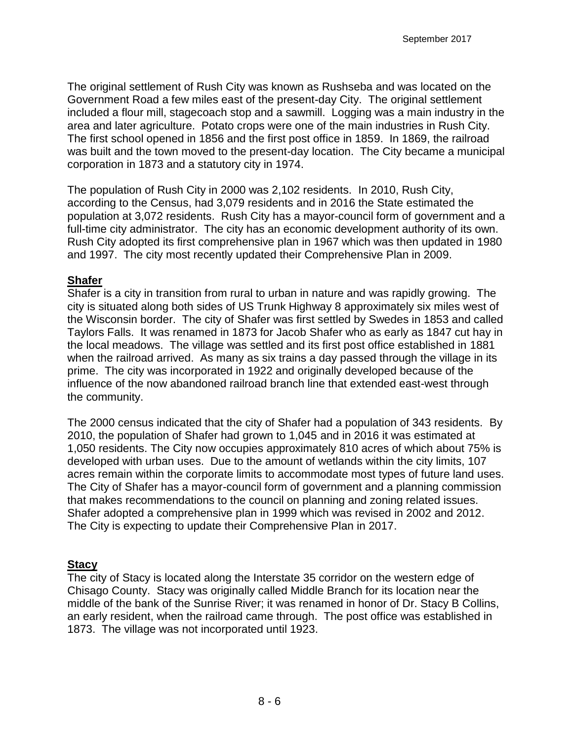The original settlement of Rush City was known as Rushseba and was located on the Government Road a few miles east of the present-day City. The original settlement included a flour mill, stagecoach stop and a sawmill. Logging was a main industry in the area and later agriculture. Potato crops were one of the main industries in Rush City. The first school opened in 1856 and the first post office in 1859. In 1869, the railroad was built and the town moved to the present-day location. The City became a municipal corporation in 1873 and a statutory city in 1974.

The population of Rush City in 2000 was 2,102 residents. In 2010, Rush City, according to the Census, had 3,079 residents and in 2016 the State estimated the population at 3,072 residents. Rush City has a mayor-council form of government and a full-time city administrator. The city has an economic development authority of its own. Rush City adopted its first comprehensive plan in 1967 which was then updated in 1980 and 1997. The city most recently updated their Comprehensive Plan in 2009.

## Shafer

Shafer is a city in transition from rural to urban in nature and was rapidly growing. The city is situated along both sides of US Trunk Highway 8 approximately six miles west of the Wisconsin border. The city of Shafer was first settled by Swedes in 1853 and called Taylors Falls. It was renamed in 1873 for Jacob Shafer who as early as 1847 cut hay in the local meadows. The village was settled and its first post office established in 1881 when the railroad arrived. As many as six trains a day passed through the village in its prime. The city was incorporated in 1922 and originally developed because of the influence of the now abandoned railroad branch line that extended east-west through the community.

The 2000 census indicated that the city of Shafer had a population of 343 residents. By 2010, the population of Shafer had grown to 1,045 and in 2016 it was estimated at 1,050 residents. The City now occupies approximately 810 acres of which about 75% is developed with urban uses. Due to the amount of wetlands within the city limits, 107 acres remain within the corporate limits to accommodate most types of future land uses. The City of Shafer has a mayor-council form of government and a planning commission that makes recommendations to the council on planning and zoning related issues. Shafer adopted a comprehensive plan in 1999 which was revised in 2002 and 2012. The City is expecting to update their Comprehensive Plan in 2017.

## Stacy

The city of Stacy is located along the Interstate 35 corridor on the western edge of Chisago County. Stacy was originally called Middle Branch for its location near the middle of the bank of the Sunrise River; it was renamed in honor of Dr. Stacy B Collins, an early resident, when the railroad came through. The post office was established in 1873. The village was not incorporated until 1923.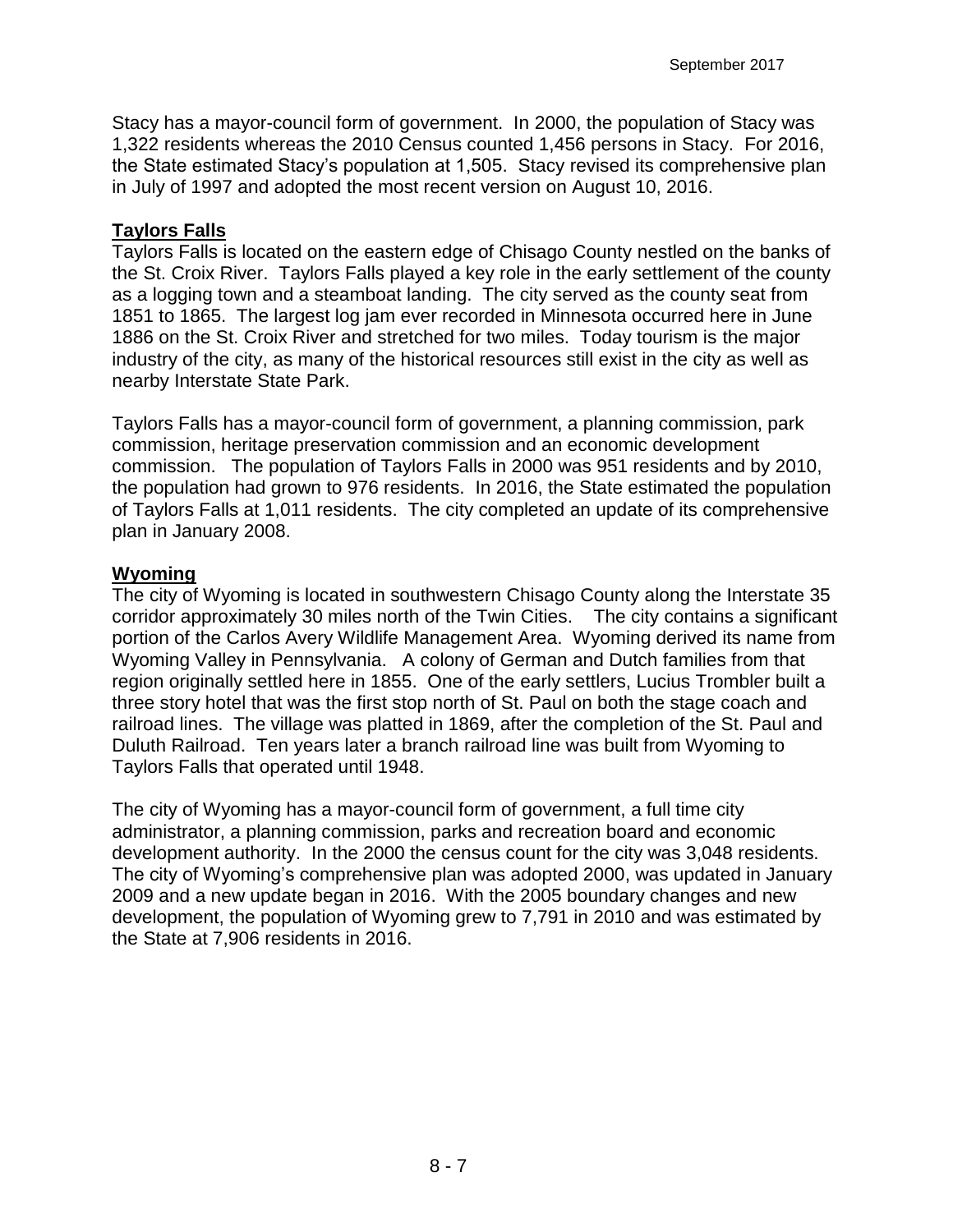Stacy has a mayor-council form of government. In 2000, the population of Stacy was 1,322 residents whereas the 2010 Census counted 1,456 persons in Stacy. For 2016, the State estimated Stacy's population at 1,505. Stacy revised its comprehensive plan in July of 1997 and adopted the most recent version on August 10, 2016.

**Taylors Falls**

Taylors Falls is located on the eastern edge of Chisago County nestled on the banks of the St. Croix River. Taylors Falls played a key role in the early settlement of the county as a logging town and a steamboat landing. The city served as the county seat from 1851 to 1865. The largest log jam ever recorded in Minnesota occurred here in June 1886 on the St. Croix River and stretched for two miles. Today tourism is the major industry of the city, as many of the historical resources still exist in the city as well as nearby Interstate State Park.

Taylors Falls has a mayor-council form of government, a planning commission, park commission, heritage preservation commission and an economic development commission. The population of Taylors Falls in 2000 was 951 residents and by 2010, the population had grown to 976 residents. In 2016, the State estimated the population of Taylors Falls at 1,011 residents. The city completed an update of its comprehensive plan in January 2008.

**Wyoming**

The city of Wyoming is located in southwestern Chisago County along the Interstate 35 corridor approximately 30 miles north of the Twin Cities. The city contains a significant portion of the Carlos Avery Wildlife Management Area. Wyoming derived its name from Wyoming Valley in Pennsylvania. A colony of German and Dutch families from that region originally settled here in 1855. One of the early settlers, Lucius Trombler built a three story hotel that was the first stop north of St. Paul on both the stage coach and railroad lines. The village was platted in 1869, after the completion of the St. Paul and Duluth Railroad. Ten years later a branch railroad line was built from Wyoming to Taylors Falls that operated until 1948.

The city of Wyoming has a mayor-council form of government, a full time city administrator, a planning commission, parks and recreation board and economic development authority. In the 2000 the census count for the city was 3,048 residents. The city of Wyoming's comprehensive plan was adopted 2000, was updated in January 2009 and a new update began in 2016. With the 2005 boundary changes and new development, the population of Wyoming grew to 7,791 in 2010 and was estimated by the State at 7,906 residents in 2016.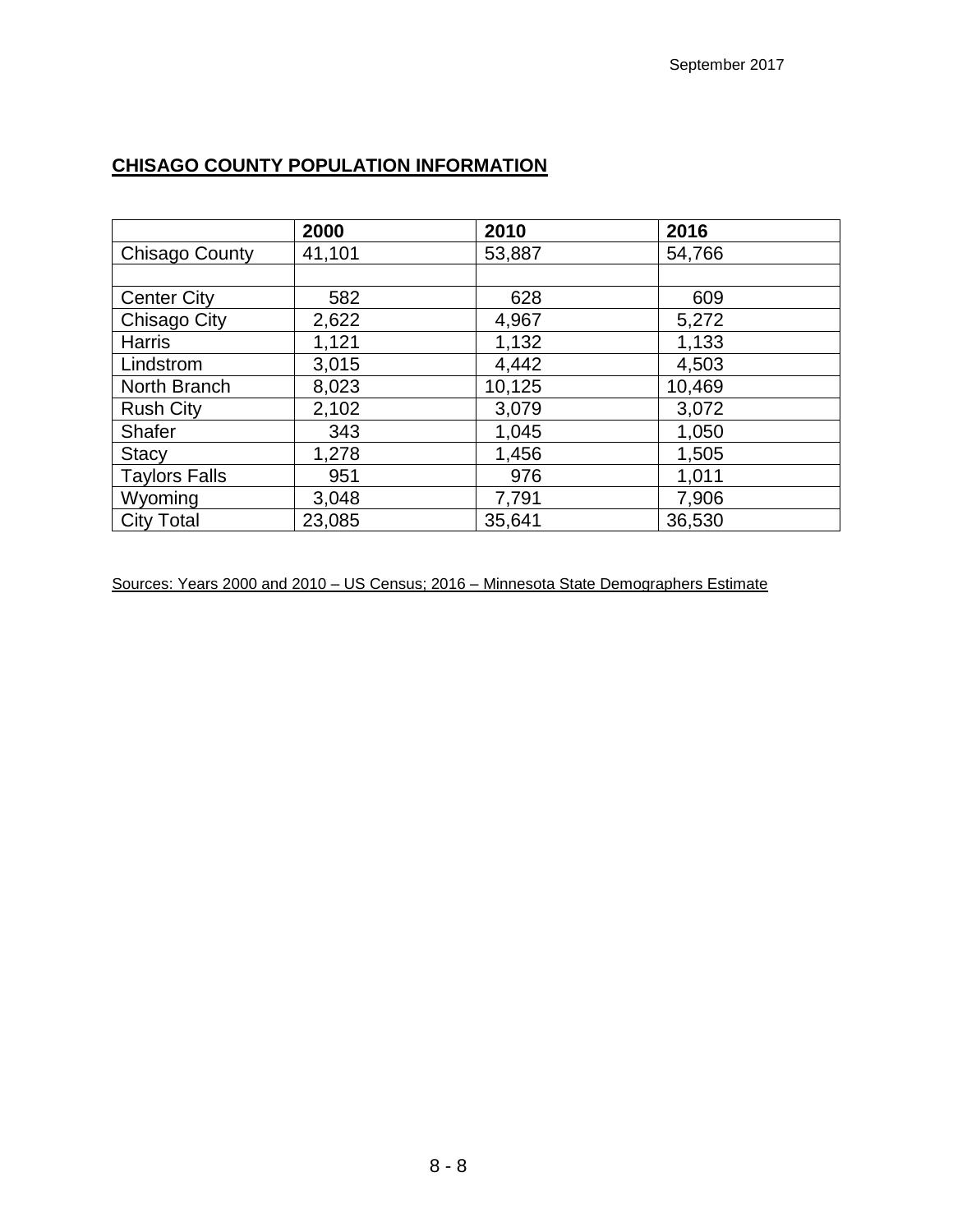## CHISAGO COUNTY POPULATION INFORMATION

| | 2000 | 2010 | 2016 |
|---|---|---|---|
| Chisago County | 41,101 | 53,887 | 54,766 |
| | | | |
| Center City | 582 | 628 | 609 |
| Chisago City | 2,622 | 4,967 | 5,272 |
| Harris | 1,121 | 1,132 | 1,133 |
| Lindstrom | 3,015 | 4,442 | 4,503 |
| North Branch | 8,023 | 10,125 | 10,469 |
| Rush City | 2,102 | 3,079 | 3,072 |
| Shafer | 343 | 1,045 | 1,050 |
| Stacy | 1,278 | 1,456 | 1,505 |
| Taylors Falls | 951 | 976 | 1,011 |
| Wyoming | 3,048 | 7,791 | 7,906 |
| City Total | 23,085 | 35,641 | 36,530 |

Sources: Years 2000 and 2010 – US Census; 2016 – Minnesota State Demographers Estimate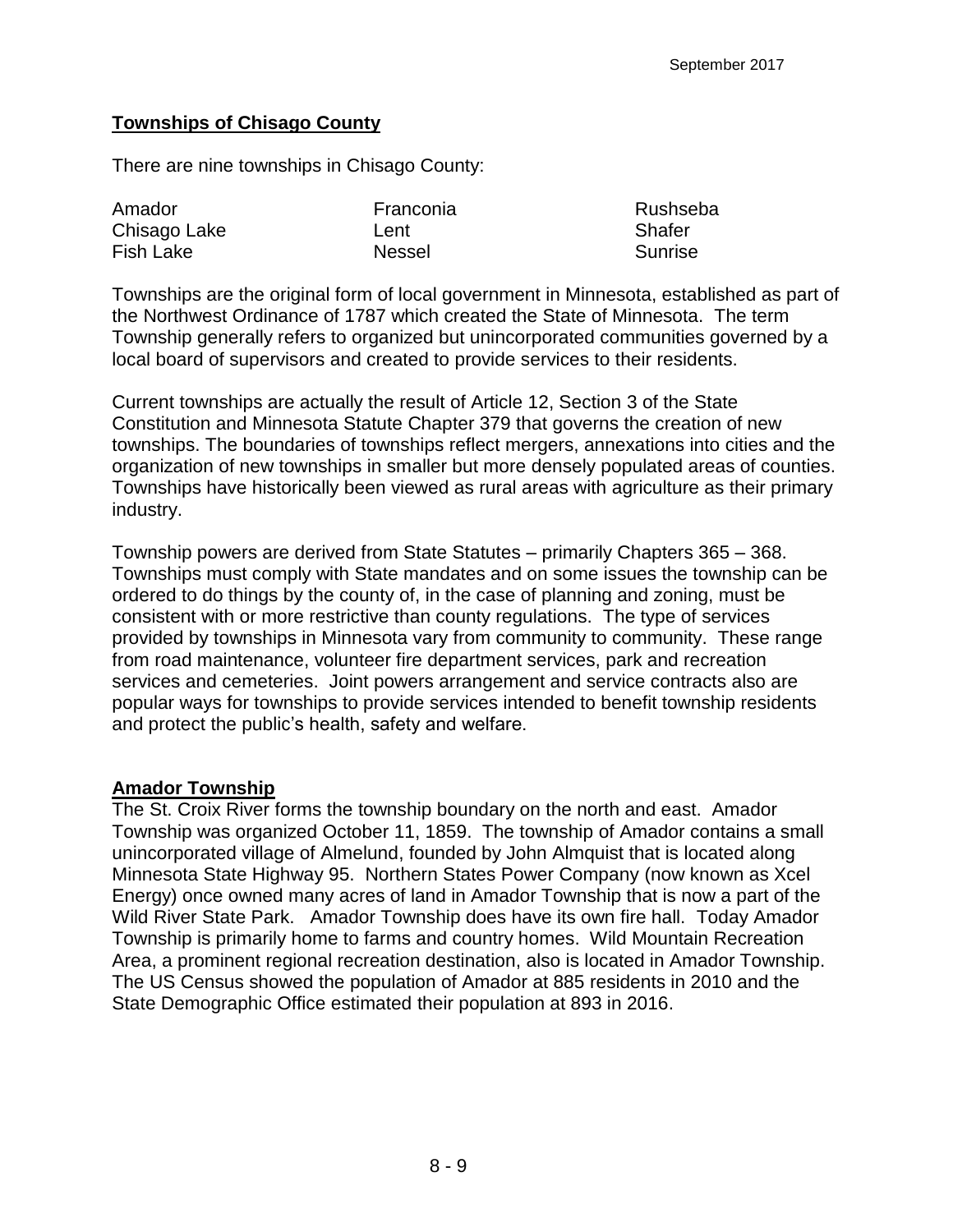## Townships of Chisago County

There are nine townships in Chisago County:

| | | |
|---|---|---|
| Amador | Franconia | Rushseba |
| Chisago Lake | Lent | Shafer |
| Fish Lake | Nessel | Sunrise |

Townships are the original form of local government in Minnesota, established as part of the Northwest Ordinance of 1787 which created the State of Minnesota. The term Township generally refers to organized but unincorporated communities governed by a local board of supervisors and created to provide services to their residents.

Current townships are actually the result of Article 12, Section 3 of the State Constitution and Minnesota Statute Chapter 379 that governs the creation of new townships. The boundaries of townships reflect mergers, annexations into cities and the organization of new townships in smaller but more densely populated areas of counties. Townships have historically been viewed as rural areas with agriculture as their primary industry.

Township powers are derived from State Statutes – primarily Chapters 365 – 368. Townships must comply with State mandates and on some issues the township can be ordered to do things by the county of, in the case of planning and zoning, must be consistent with or more restrictive than county regulations. The type of services provided by townships in Minnesota vary from community to community. These range from road maintenance, volunteer fire department services, park and recreation services and cemeteries. Joint powers arrangement and service contracts also are popular ways for townships to provide services intended to benefit township residents and protect the public's health, safety and welfare.

## Amador Township

The St. Croix River forms the township boundary on the north and east. Amador Township was organized October 11, 1859. The township of Amador contains a small unincorporated village of Almelund, founded by John Almquist that is located along Minnesota State Highway 95. Northern States Power Company (now known as Xcel Energy) once owned many acres of land in Amador Township that is now a part of the Wild River State Park. Amador Township does have its own fire hall. Today Amador Township is primarily home to farms and country homes. Wild Mountain Recreation Area, a prominent regional recreation destination, also is located in Amador Township. The US Census showed the population of Amador at 885 residents in 2010 and the State Demographic Office estimated their population at 893 in 2016.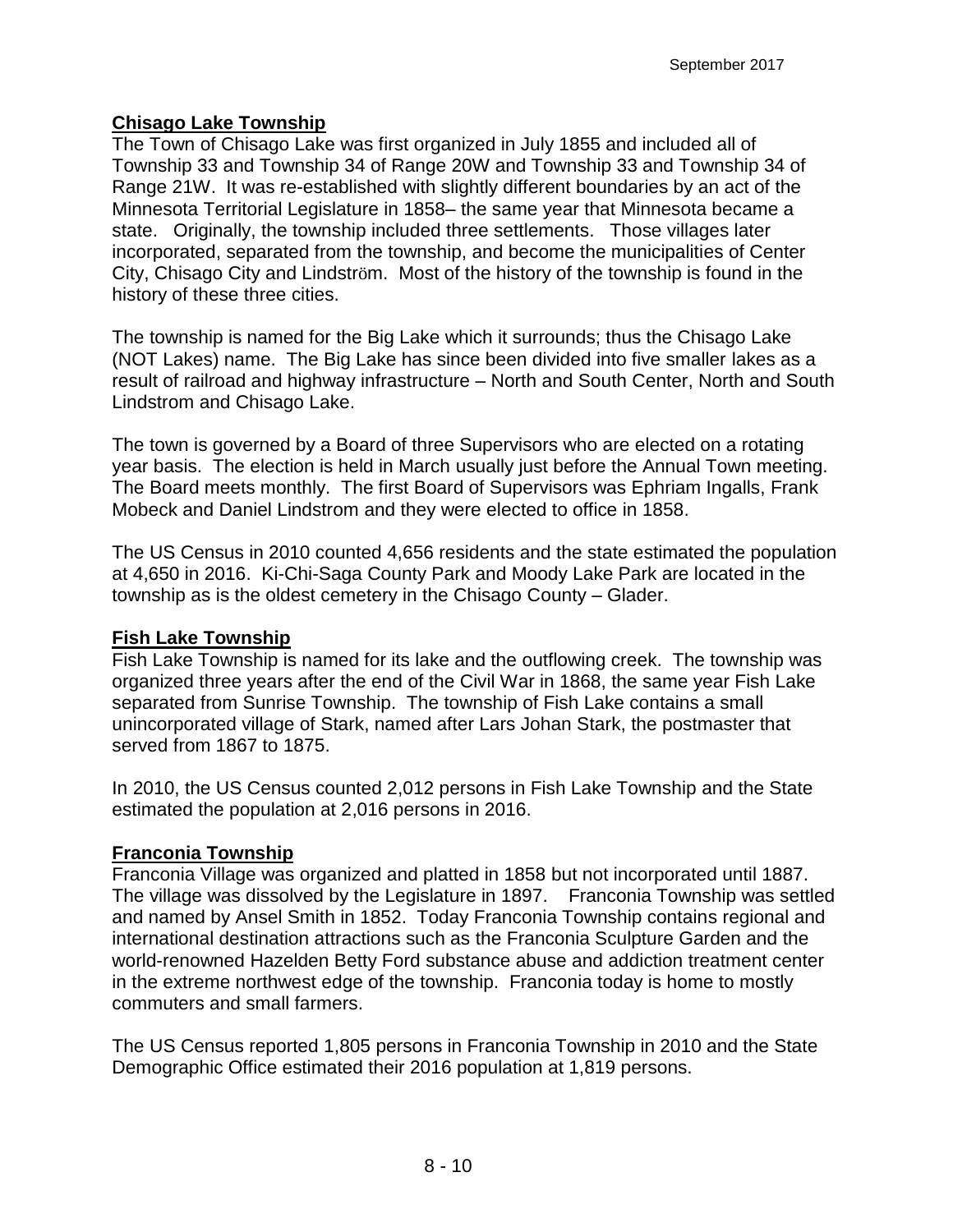## Chisago Lake Township

The Town of Chisago Lake was first organized in July 1855 and included all of Township 33 and Township 34 of Range 20W and Township 33 and Township 34 of Range 21W. It was re-established with slightly different boundaries by an act of the Minnesota Territorial Legislature in 1858– the same year that Minnesota became a state. Originally, the township included three settlements. Those villages later incorporated, separated from the township, and become the municipalities of Center City, Chisago City and Lindström. Most of the history of the township is found in the history of these three cities.

The township is named for the Big Lake which it surrounds; thus the Chisago Lake (NOT Lakes) name. The Big Lake has since been divided into five smaller lakes as a result of railroad and highway infrastructure – North and South Center, North and South Lindstrom and Chisago Lake.

The town is governed by a Board of three Supervisors who are elected on a rotating year basis. The election is held in March usually just before the Annual Town meeting. The Board meets monthly. The first Board of Supervisors was Ephriam Ingalls, Frank Mobeck and Daniel Lindstrom and they were elected to office in 1858.

The US Census in 2010 counted 4,656 residents and the state estimated the population at 4,650 in 2016. Ki-Chi-Saga County Park and Moody Lake Park are located in the township as is the oldest cemetery in the Chisago County – Glader.

## Fish Lake Township

Fish Lake Township is named for its lake and the outflowing creek. The township was organized three years after the end of the Civil War in 1868, the same year Fish Lake separated from Sunrise Township. The township of Fish Lake contains a small unincorporated village of Stark, named after Lars Johan Stark, the postmaster that served from 1867 to 1875.

In 2010, the US Census counted 2,012 persons in Fish Lake Township and the State estimated the population at 2,016 persons in 2016.

## Franconia Township

Franconia Village was organized and platted in 1858 but not incorporated until 1887. The village was dissolved by the Legislature in 1897. Franconia Township was settled and named by Ansel Smith in 1852. Today Franconia Township contains regional and international destination attractions such as the Franconia Sculpture Garden and the world-renowned Hazelden Betty Ford substance abuse and addiction treatment center in the extreme northwest edge of the township. Franconia today is home to mostly commuters and small farmers.

The US Census reported 1,805 persons in Franconia Township in 2010 and the State Demographic Office estimated their 2016 population at 1,819 persons.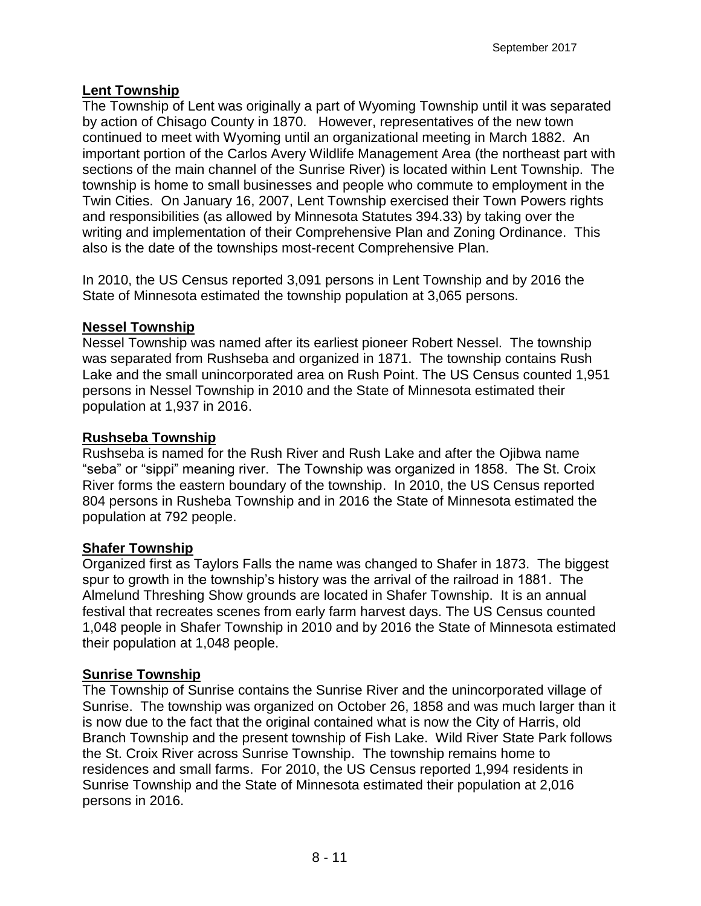## Lent Township

The Township of Lent was originally a part of Wyoming Township until it was separated by action of Chisago County in 1870. However, representatives of the new town continued to meet with Wyoming until an organizational meeting in March 1882. An important portion of the Carlos Avery Wildlife Management Area (the northeast part with sections of the main channel of the Sunrise River) is located within Lent Township. The township is home to small businesses and people who commute to employment in the Twin Cities. On January 16, 2007, Lent Township exercised their Town Powers rights and responsibilities (as allowed by Minnesota Statutes 394.33) by taking over the writing and implementation of their Comprehensive Plan and Zoning Ordinance. This also is the date of the townships most-recent Comprehensive Plan.

In 2010, the US Census reported 3,091 persons in Lent Township and by 2016 the State of Minnesota estimated the township population at 3,065 persons.

## Nessel Township

Nessel Township was named after its earliest pioneer Robert Nessel. The township was separated from Rushseba and organized in 1871. The township contains Rush Lake and the small unincorporated area on Rush Point. The US Census counted 1,951 persons in Nessel Township in 2010 and the State of Minnesota estimated their population at 1,937 in 2016.

## Rushseba Township

Rushseba is named for the Rush River and Rush Lake and after the Ojibwa name "seba" or "sippi" meaning river. The Township was organized in 1858. The St. Croix River forms the eastern boundary of the township. In 2010, the US Census reported 804 persons in Rusheba Township and in 2016 the State of Minnesota estimated the population at 792 people.

## Shafer Township

Organized first as Taylors Falls the name was changed to Shafer in 1873. The biggest spur to growth in the township's history was the arrival of the railroad in 1881. The Almelund Threshing Show grounds are located in Shafer Township. It is an annual festival that recreates scenes from early farm harvest days. The US Census counted 1,048 people in Shafer Township in 2010 and by 2016 the State of Minnesota estimated their population at 1,048 people.

## Sunrise Township

The Township of Sunrise contains the Sunrise River and the unincorporated village of Sunrise. The township was organized on October 26, 1858 and was much larger than it is now due to the fact that the original contained what is now the City of Harris, old Branch Township and the present township of Fish Lake. Wild River State Park follows the St. Croix River across Sunrise Township. The township remains home to residences and small farms. For 2010, the US Census reported 1,994 residents in Sunrise Township and the State of Minnesota estimated their population at 2,016 persons in 2016.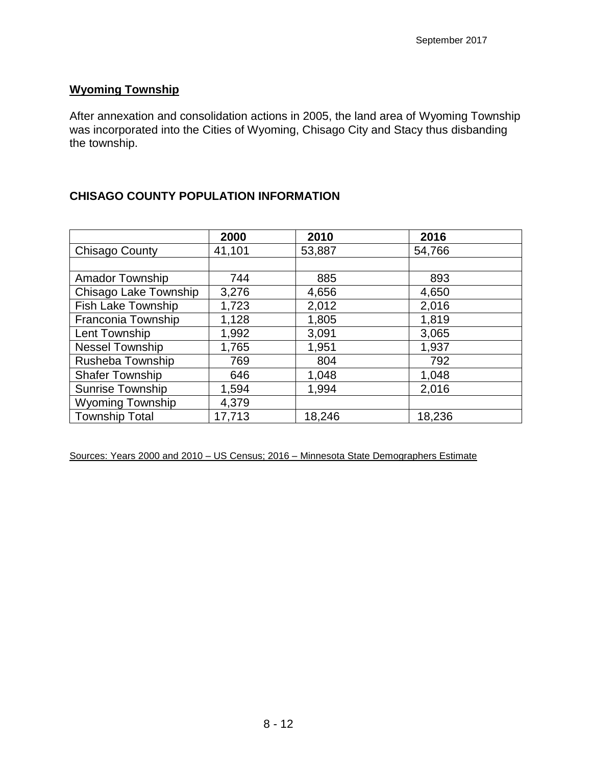**Wyoming Township**

After annexation and consolidation actions in 2005, the land area of Wyoming Township was incorporated into the Cities of Wyoming, Chisago City and Stacy thus disbanding the township.

**CHISAGO COUNTY POPULATION INFORMATION**

| | 2000 | 2010 | 2016 |
|---|---|---|---|
| Chisago County | 41,101 | 53,887 | 54,766 |
| | | | |
| Amador Township | 744 | 885 | 893 |
| Chisago Lake Township | 3,276 | 4,656 | 4,650 |
| Fish Lake Township | 1,723 | 2,012 | 2,016 |
| Franconia Township | 1,128 | 1,805 | 1,819 |
| Lent Township | 1,992 | 3,091 | 3,065 |
| Nessel Township | 1,765 | 1,951 | 1,937 |
| Rusheba Township | 769 | 804 | 792 |
| Shafer Township | 646 | 1,048 | 1,048 |
| Sunrise Township | 1,594 | 1,994 | 2,016 |
| Wyoming Township | 4,379 | | |
| Township Total | 17,713 | 18,246 | 18,236 |

Sources: Years 2000 and 2010 – US Census; 2016 – Minnesota State Demographers Estimate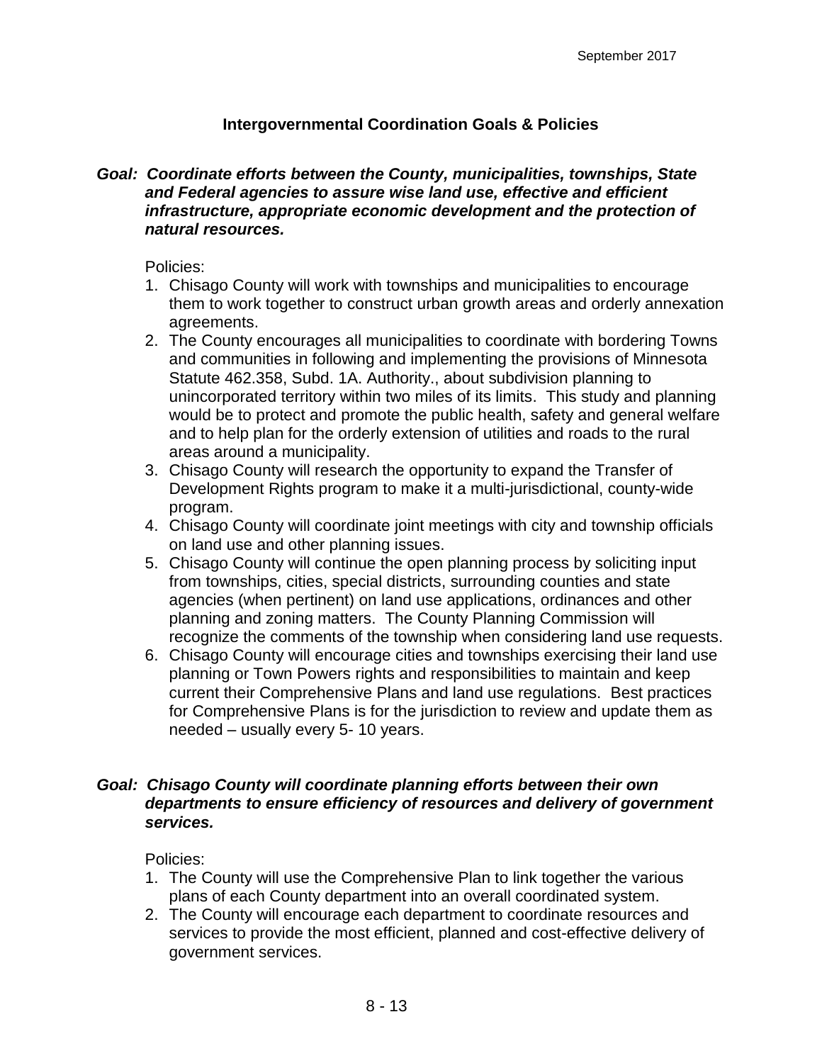## Intergovernmental Coordination Goals & Policies

***Goal: Coordinate efforts between the County, municipalities, townships, State and Federal agencies to assure wise land use, effective and efficient infrastructure, appropriate economic development and the protection of natural resources.***

Policies:

1. Chisago County will work with townships and municipalities to encourage them to work together to construct urban growth areas and orderly annexation agreements.
2. The County encourages all municipalities to coordinate with bordering Towns and communities in following and implementing the provisions of Minnesota Statute 462.358, Subd. 1A. Authority., about subdivision planning to unincorporated territory within two miles of its limits. This study and planning would be to protect and promote the public health, safety and general welfare and to help plan for the orderly extension of utilities and roads to the rural areas around a municipality.
3. Chisago County will research the opportunity to expand the Transfer of Development Rights program to make it a multi-jurisdictional, county-wide program.
4. Chisago County will coordinate joint meetings with city and township officials on land use and other planning issues.
5. Chisago County will continue the open planning process by soliciting input from townships, cities, special districts, surrounding counties and state agencies (when pertinent) on land use applications, ordinances and other planning and zoning matters. The County Planning Commission will recognize the comments of the township when considering land use requests.
6. Chisago County will encourage cities and townships exercising their land use planning or Town Powers rights and responsibilities to maintain and keep current their Comprehensive Plans and land use regulations. Best practices for Comprehensive Plans is for the jurisdiction to review and update them as needed – usually every 5- 10 years.

***Goal: Chisago County will coordinate planning efforts between their own departments to ensure efficiency of resources and delivery of government services.***

Policies:

1. The County will use the Comprehensive Plan to link together the various plans of each County department into an overall coordinated system.
2. The County will encourage each department to coordinate resources and services to provide the most efficient, planned and cost-effective delivery of government services.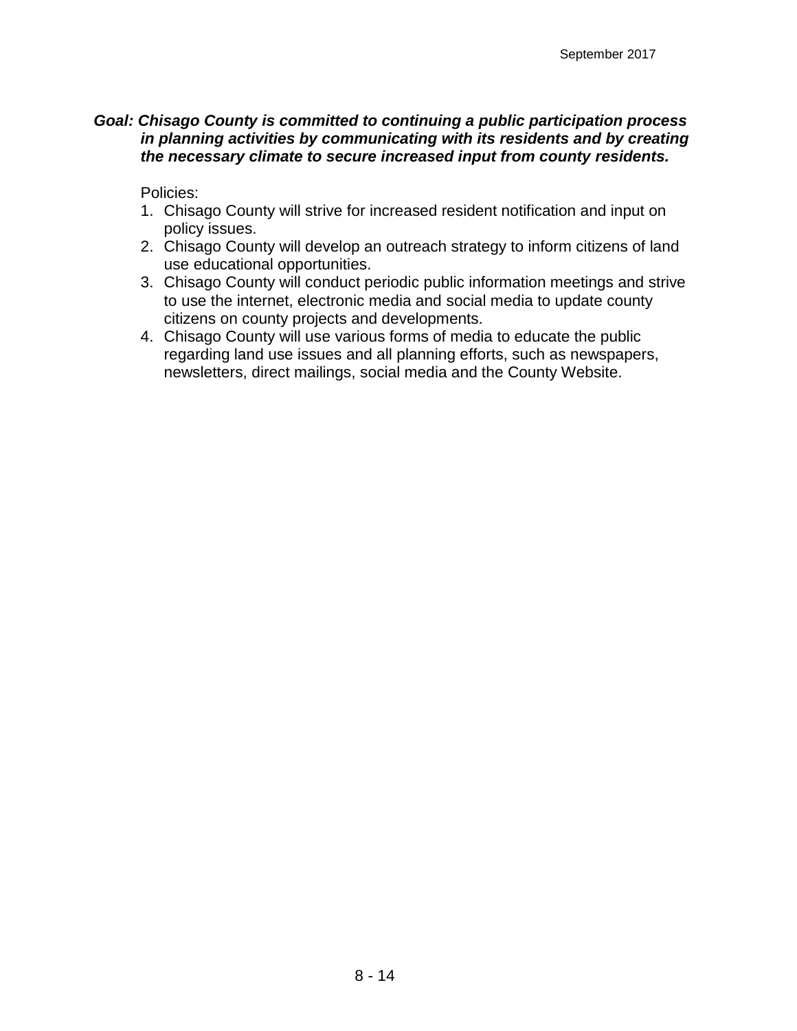***Goal: Chisago County is committed to continuing a public participation process in planning activities by communicating with its residents and by creating the necessary climate to secure increased input from county residents.***

Policies:

1. Chisago County will strive for increased resident notification and input on policy issues.
2. Chisago County will develop an outreach strategy to inform citizens of land use educational opportunities.
3. Chisago County will conduct periodic public information meetings and strive to use the internet, electronic media and social media to update county citizens on county projects and developments.
4. Chisago County will use various forms of media to educate the public regarding land use issues and all planning efforts, such as newspapers, newsletters, direct mailings, social media and the County Website.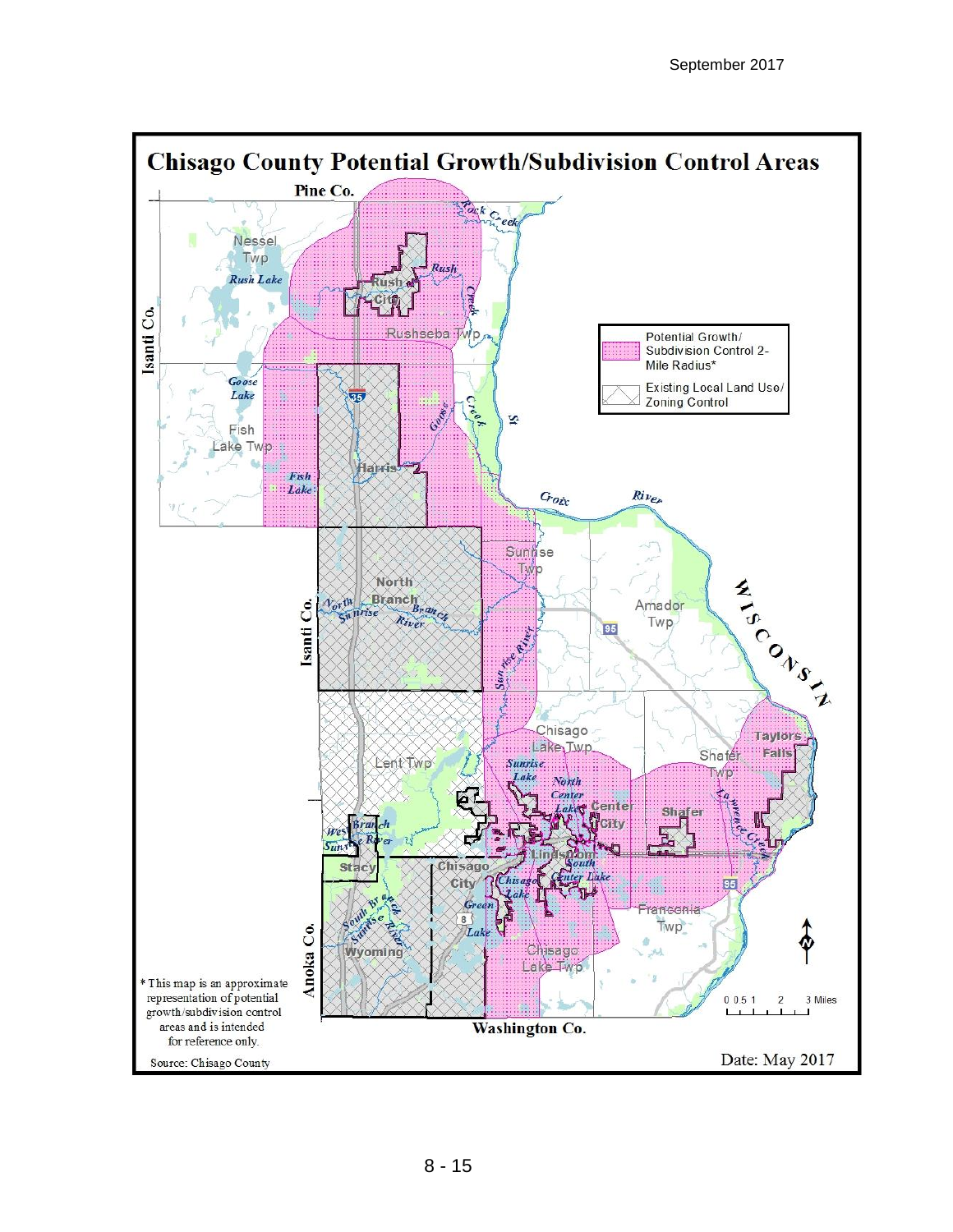# Chisago County Potential Growth/Subdivision Control Areas

Potential Growth/ Subdivision Control 2-Mile Radius*

Existing Local Land Use/ Zoning Control

Pine Co.

Isanti Co.

Anoka Co.

Washington Co.

WISCONSIN

Nessel Twp

Rush Lake

Rush City

Rushseba Twp

Rock Creek

Rush Creek

Goose Lake

Fish Lake Twp

Fish Lake

Harris

Goose Creek

St Croix River

Sunrise Twp

North Branch

North Branch Sunrise River

Sunrise River

Amador Twp

Chisago Lake Twp

Lent Twp

Sunrise Lake

North Center Lake

Center City

Shafer Twp

Shafer

Taylors Falls

Lawrence Creek

Lindstrom

South Center Lake

West Sunrise River

Branch River

Stacy

Chisago City

Chisago Lake

Green Lake

South Branch Sunrise River

Wyoming

Franconia Twp

Chisago Lake Twp

35

95

8

0 0.5 1 2 3 Miles

N

* This map is an approximate representation of potential growth/subdivision control areas and is intended for reference only.

Source: Chisago County

Date: May 2017